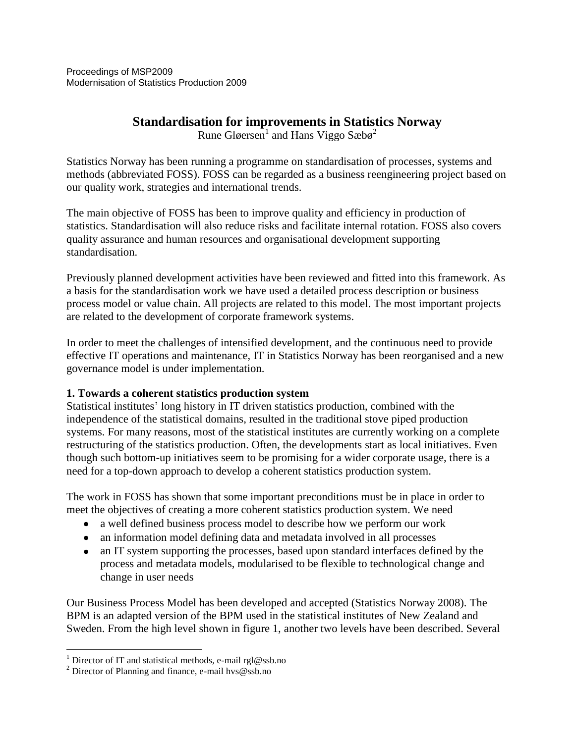Proceedings of MSP2009
Modernisation of Statistics Production 2009

# Standardisation for improvements in Statistics Norway

Rune Gløersen[1] and Hans Viggo Sæbø[2]

Statistics Norway has been running a programme on standardisation of processes, systems and methods (abbreviated FOSS). FOSS can be regarded as a business reengineering project based on our quality work, strategies and international trends.

The main objective of FOSS has been to improve quality and efficiency in production of statistics. Standardisation will also reduce risks and facilitate internal rotation. FOSS also covers quality assurance and human resources and organisational development supporting standardisation.

Previously planned development activities have been reviewed and fitted into this framework. As a basis for the standardisation work we have used a detailed process description or business process model or value chain. All projects are related to this model. The most important projects are related to the development of corporate framework systems.

In order to meet the challenges of intensified development, and the continuous need to provide effective IT operations and maintenance, IT in Statistics Norway has been reorganised and a new governance model is under implementation.

## 1. Towards a coherent statistics production system

Statistical institutes' long history in IT driven statistics production, combined with the independence of the statistical domains, resulted in the traditional stove piped production systems. For many reasons, most of the statistical institutes are currently working on a complete restructuring of the statistics production. Often, the developments start as local initiatives. Even though such bottom-up initiatives seem to be promising for a wider corporate usage, there is a need for a top-down approach to develop a coherent statistics production system.

The work in FOSS has shown that some important preconditions must be in place in order to meet the objectives of creating a more coherent statistics production system. We need

- a well defined business process model to describe how we perform our work
- an information model defining data and metadata involved in all processes
- an IT system supporting the processes, based upon standard interfaces defined by the process and metadata models, modularised to be flexible to technological change and change in user needs

Our Business Process Model has been developed and accepted (Statistics Norway 2008). The BPM is an adapted version of the BPM used in the statistical institutes of New Zealand and Sweden. From the high level shown in figure 1, another two levels have been described. Several

[1] Director of IT and statistical methods, e-mail rgl@ssb.no

[2] Director of Planning and finance, e-mail hvs@ssb.no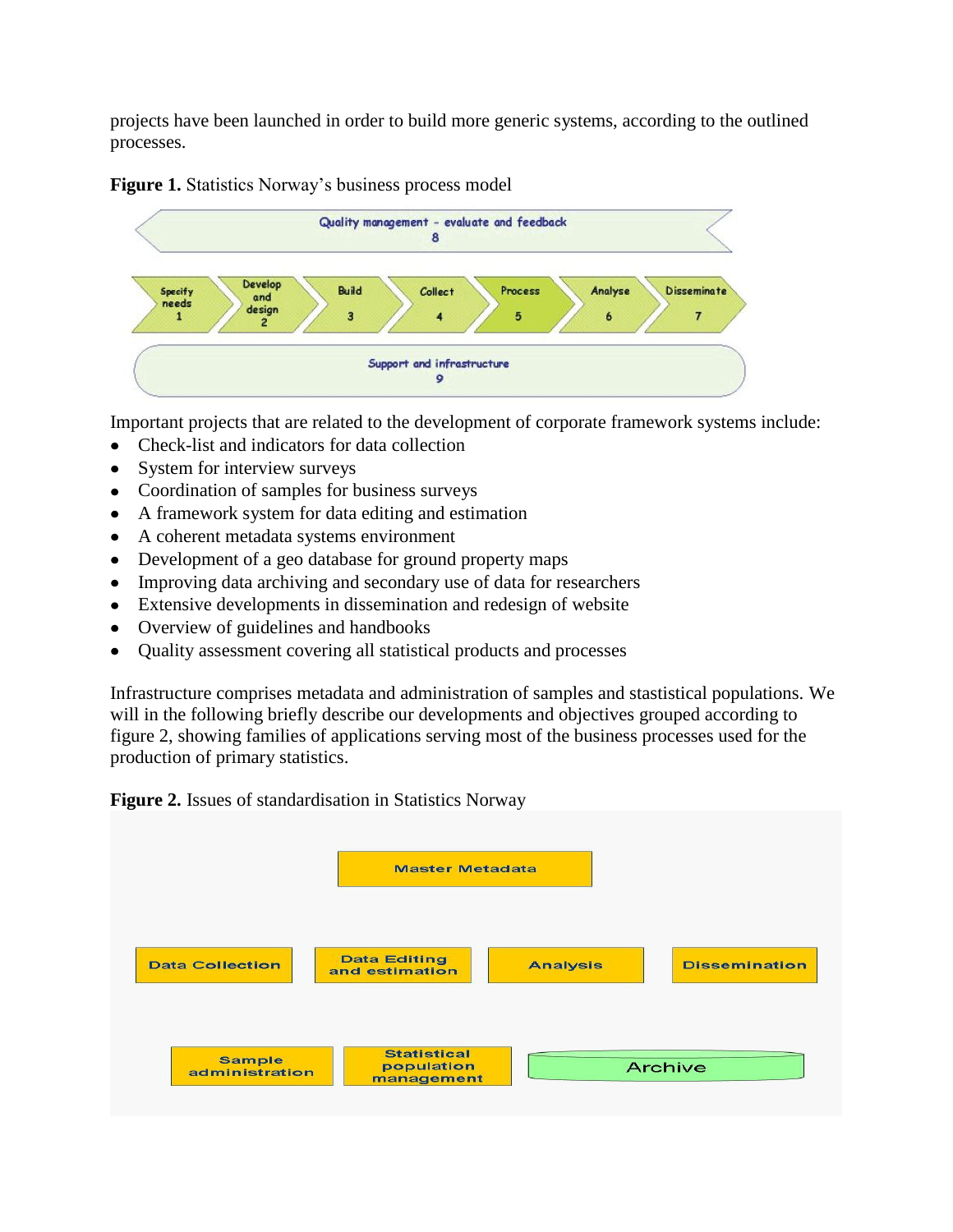projects have been launched in order to build more generic systems, according to the outlined processes.

**Figure 1.** Statistics Norway's business process model

Important projects that are related to the development of corporate framework systems include:

- Check-list and indicators for data collection
- System for interview surveys
- Coordination of samples for business surveys
- A framework system for data editing and estimation
- A coherent metadata systems environment
- Development of a geo database for ground property maps
- Improving data archiving and secondary use of data for researchers
- Extensive developments in dissemination and redesign of website
- Overview of guidelines and handbooks
- Quality assessment covering all statistical products and processes

Infrastructure comprises metadata and administration of samples and stastistical populations. We will in the following briefly describe our developments and objectives grouped according to figure 2, showing families of applications serving most of the business processes used for the production of primary statistics.

**Figure 2.** Issues of standardisation in Statistics Norway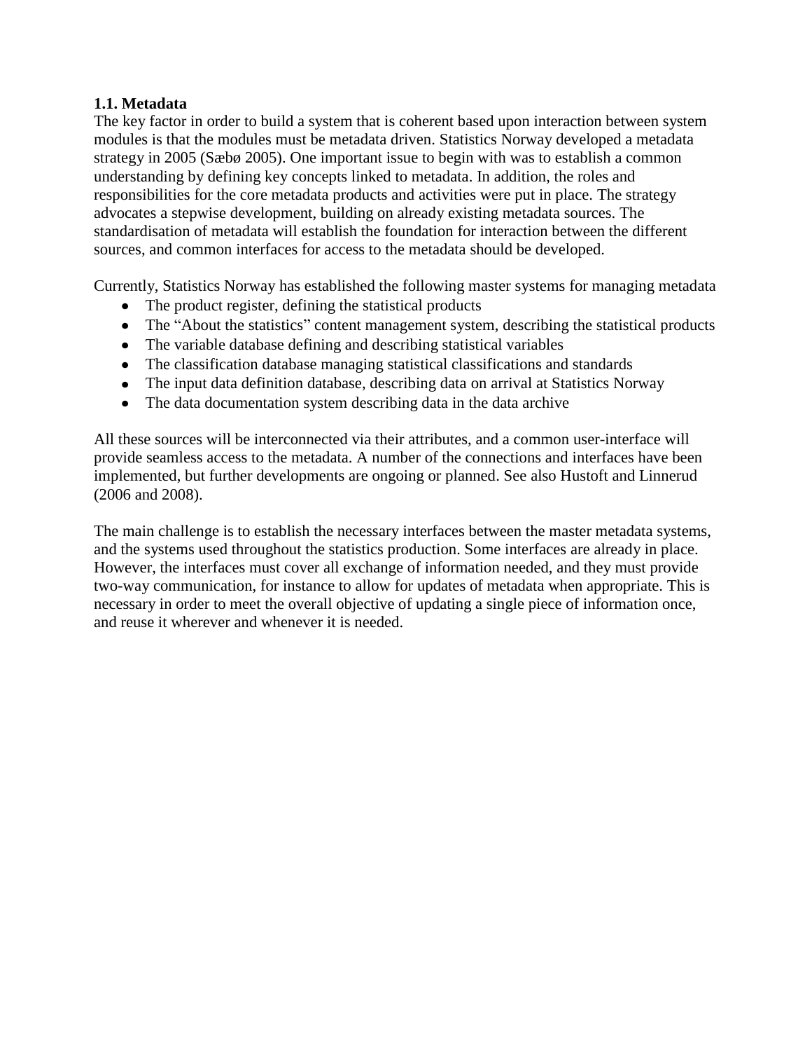### 1.1. Metadata

The key factor in order to build a system that is coherent based upon interaction between system modules is that the modules must be metadata driven. Statistics Norway developed a metadata strategy in 2005 (Sæbø 2005). One important issue to begin with was to establish a common understanding by defining key concepts linked to metadata. In addition, the roles and responsibilities for the core metadata products and activities were put in place. The strategy advocates a stepwise development, building on already existing metadata sources. The standardisation of metadata will establish the foundation for interaction between the different sources, and common interfaces for access to the metadata should be developed.

Currently, Statistics Norway has established the following master systems for managing metadata

- The product register, defining the statistical products
- The "About the statistics" content management system, describing the statistical products
- The variable database defining and describing statistical variables
- The classification database managing statistical classifications and standards
- The input data definition database, describing data on arrival at Statistics Norway
- The data documentation system describing data in the data archive

All these sources will be interconnected via their attributes, and a common user-interface will provide seamless access to the metadata. A number of the connections and interfaces have been implemented, but further developments are ongoing or planned. See also Hustoft and Linnerud (2006 and 2008).

The main challenge is to establish the necessary interfaces between the master metadata systems, and the systems used throughout the statistics production. Some interfaces are already in place. However, the interfaces must cover all exchange of information needed, and they must provide two-way communication, for instance to allow for updates of metadata when appropriate. This is necessary in order to meet the overall objective of updating a single piece of information once, and reuse it wherever and whenever it is needed.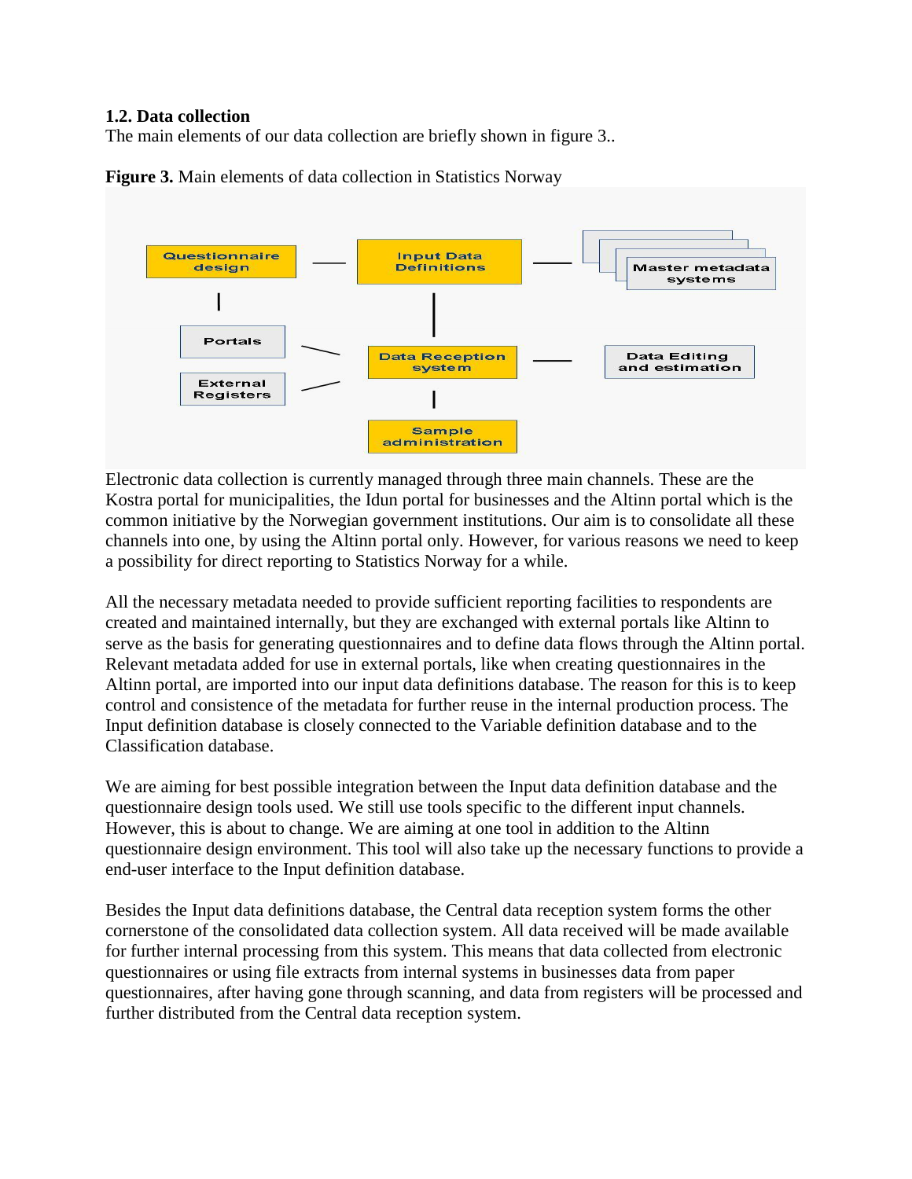**1.2. Data collection**

The main elements of our data collection are briefly shown in figure 3..

**Figure 3.** Main elements of data collection in Statistics Norway

Electronic data collection is currently managed through three main channels. These are the Kostra portal for municipalities, the Idun portal for businesses and the Altinn portal which is the common initiative by the Norwegian government institutions. Our aim is to consolidate all these channels into one, by using the Altinn portal only. However, for various reasons we need to keep a possibility for direct reporting to Statistics Norway for a while.

All the necessary metadata needed to provide sufficient reporting facilities to respondents are created and maintained internally, but they are exchanged with external portals like Altinn to serve as the basis for generating questionnaires and to define data flows through the Altinn portal. Relevant metadata added for use in external portals, like when creating questionnaires in the Altinn portal, are imported into our input data definitions database. The reason for this is to keep control and consistence of the metadata for further reuse in the internal production process. The Input definition database is closely connected to the Variable definition database and to the Classification database.

We are aiming for best possible integration between the Input data definition database and the questionnaire design tools used. We still use tools specific to the different input channels. However, this is about to change. We are aiming at one tool in addition to the Altinn questionnaire design environment. This tool will also take up the necessary functions to provide a end-user interface to the Input definition database.

Besides the Input data definitions database, the Central data reception system forms the other cornerstone of the consolidated data collection system. All data received will be made available for further internal processing from this system. This means that data collected from electronic questionnaires or using file extracts from internal systems in businesses data from paper questionnaires, after having gone through scanning, and data from registers will be processed and further distributed from the Central data reception system.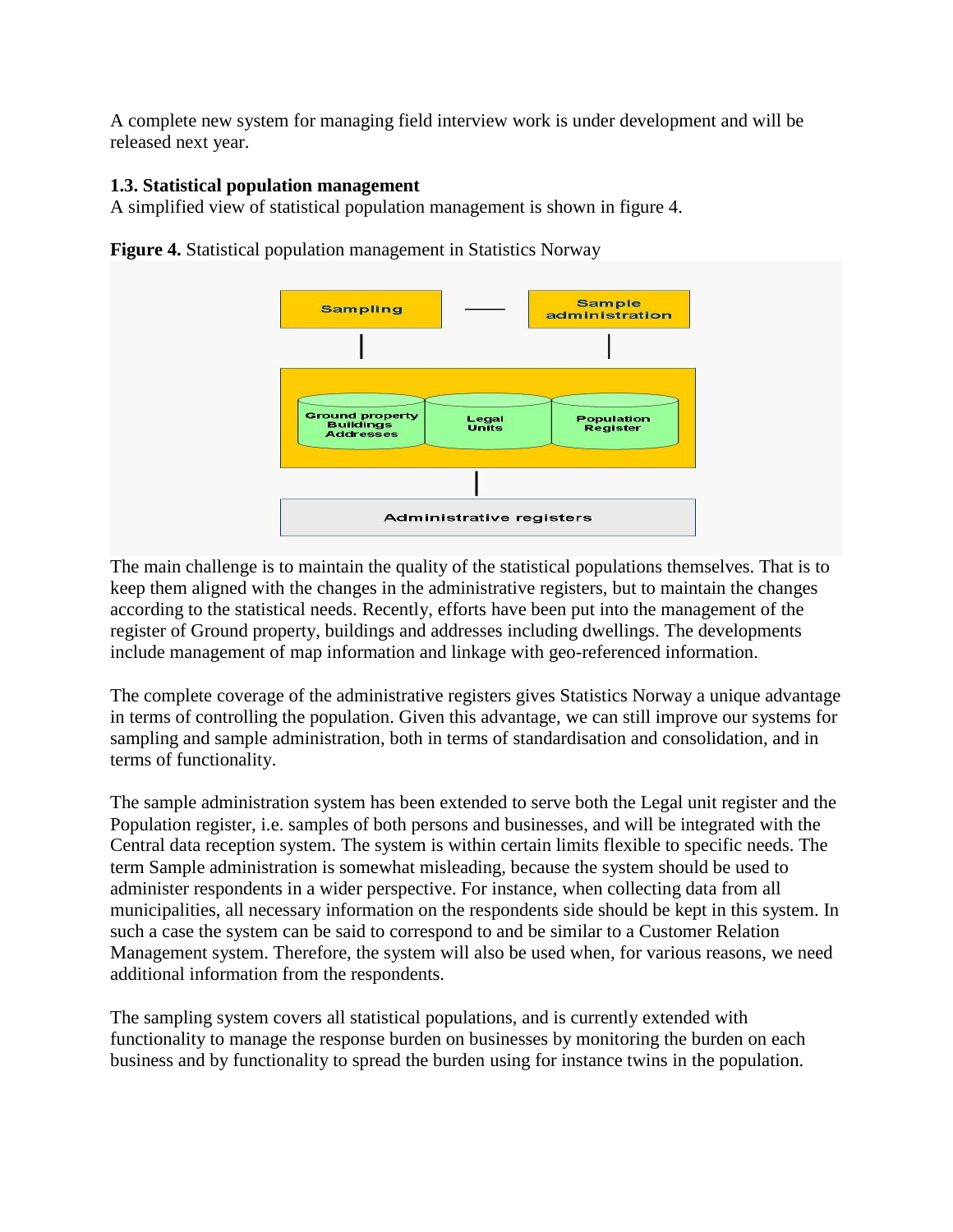A complete new system for managing field interview work is under development and will be released next year.

### 1.3. Statistical population management

A simplified view of statistical population management is shown in figure 4.

**Figure 4.** Statistical population management in Statistics Norway

The main challenge is to maintain the quality of the statistical populations themselves. That is to keep them aligned with the changes in the administrative registers, but to maintain the changes according to the statistical needs. Recently, efforts have been put into the management of the register of Ground property, buildings and addresses including dwellings. The developments include management of map information and linkage with geo-referenced information.

The complete coverage of the administrative registers gives Statistics Norway a unique advantage in terms of controlling the population. Given this advantage, we can still improve our systems for sampling and sample administration, both in terms of standardisation and consolidation, and in terms of functionality.

The sample administration system has been extended to serve both the Legal unit register and the Population register, i.e. samples of both persons and businesses, and will be integrated with the Central data reception system. The system is within certain limits flexible to specific needs. The term Sample administration is somewhat misleading, because the system should be used to administer respondents in a wider perspective. For instance, when collecting data from all municipalities, all necessary information on the respondents side should be kept in this system. In such a case the system can be said to correspond to and be similar to a Customer Relation Management system. Therefore, the system will also be used when, for various reasons, we need additional information from the respondents.

The sampling system covers all statistical populations, and is currently extended with functionality to manage the response burden on businesses by monitoring the burden on each business and by functionality to spread the burden using for instance twins in the population.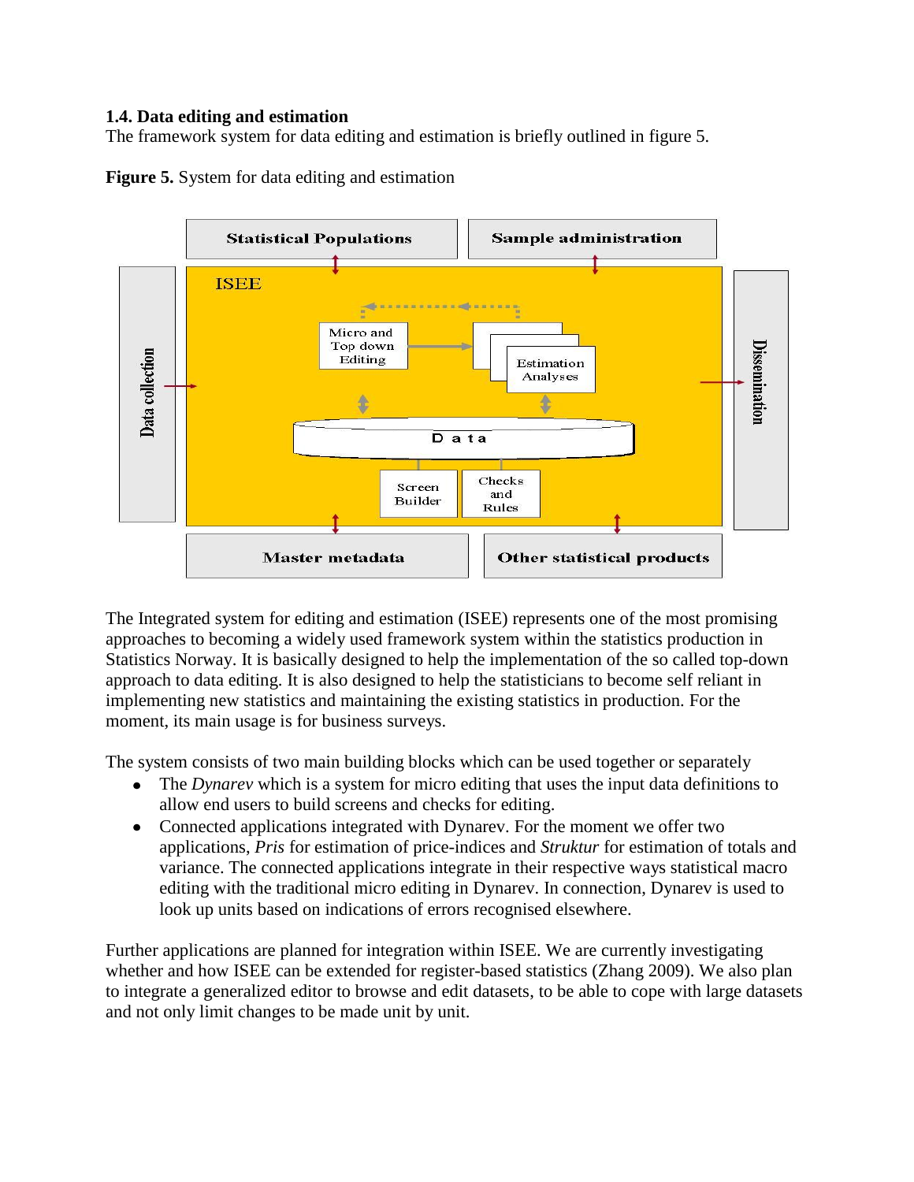### 1.4. Data editing and estimation

The framework system for data editing and estimation is briefly outlined in figure 5.

**Figure 5.** System for data editing and estimation

The Integrated system for editing and estimation (ISEE) represents one of the most promising approaches to becoming a widely used framework system within the statistics production in Statistics Norway. It is basically designed to help the implementation of the so called top-down approach to data editing. It is also designed to help the statisticians to become self reliant in implementing new statistics and maintaining the existing statistics in production. For the moment, its main usage is for business surveys.

The system consists of two main building blocks which can be used together or separately

- The *Dynarev* which is a system for micro editing that uses the input data definitions to allow end users to build screens and checks for editing.
- Connected applications integrated with Dynarev. For the moment we offer two applications, *Pris* for estimation of price-indices and *Struktur* for estimation of totals and variance. The connected applications integrate in their respective ways statistical macro editing with the traditional micro editing in Dynarev. In connection, Dynarev is used to look up units based on indications of errors recognised elsewhere.

Further applications are planned for integration within ISEE. We are currently investigating whether and how ISEE can be extended for register-based statistics (Zhang 2009). We also plan to integrate a generalized editor to browse and edit datasets, to be able to cope with large datasets and not only limit changes to be made unit by unit.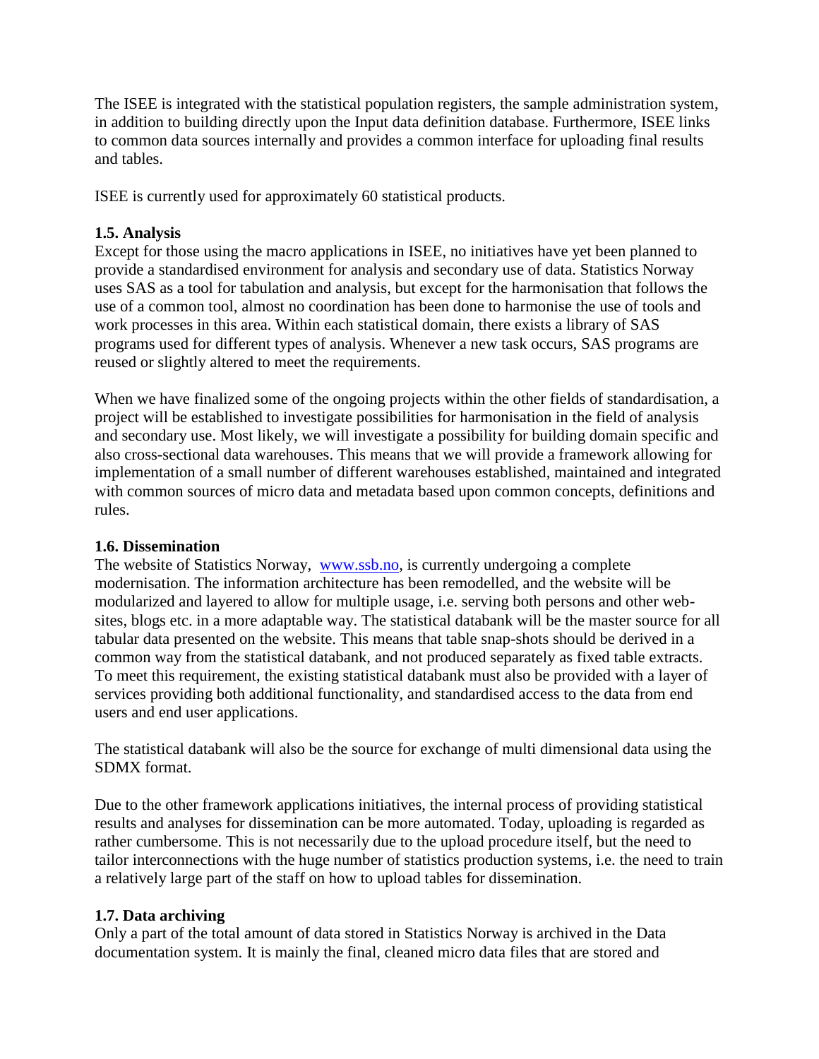The ISEE is integrated with the statistical population registers, the sample administration system, in addition to building directly upon the Input data definition database. Furthermore, ISEE links to common data sources internally and provides a common interface for uploading final results and tables.

ISEE is currently used for approximately 60 statistical products.

### 1.5. Analysis

Except for those using the macro applications in ISEE, no initiatives have yet been planned to provide a standardised environment for analysis and secondary use of data. Statistics Norway uses SAS as a tool for tabulation and analysis, but except for the harmonisation that follows the use of a common tool, almost no coordination has been done to harmonise the use of tools and work processes in this area. Within each statistical domain, there exists a library of SAS programs used for different types of analysis. Whenever a new task occurs, SAS programs are reused or slightly altered to meet the requirements.

When we have finalized some of the ongoing projects within the other fields of standardisation, a project will be established to investigate possibilities for harmonisation in the field of analysis and secondary use. Most likely, we will investigate a possibility for building domain specific and also cross-sectional data warehouses. This means that we will provide a framework allowing for implementation of a small number of different warehouses established, maintained and integrated with common sources of micro data and metadata based upon common concepts, definitions and rules.

### 1.6. Dissemination

The website of Statistics Norway, [www.ssb.no](http://www.ssb.no), is currently undergoing a complete modernisation. The information architecture has been remodelled, and the website will be modularized and layered to allow for multiple usage, i.e. serving both persons and other web-sites, blogs etc. in a more adaptable way. The statistical databank will be the master source for all tabular data presented on the website. This means that table snap-shots should be derived in a common way from the statistical databank, and not produced separately as fixed table extracts. To meet this requirement, the existing statistical databank must also be provided with a layer of services providing both additional functionality, and standardised access to the data from end users and end user applications.

The statistical databank will also be the source for exchange of multi dimensional data using the SDMX format.

Due to the other framework applications initiatives, the internal process of providing statistical results and analyses for dissemination can be more automated. Today, uploading is regarded as rather cumbersome. This is not necessarily due to the upload procedure itself, but the need to tailor interconnections with the huge number of statistics production systems, i.e. the need to train a relatively large part of the staff on how to upload tables for dissemination.

### 1.7. Data archiving

Only a part of the total amount of data stored in Statistics Norway is archived in the Data documentation system. It is mainly the final, cleaned micro data files that are stored and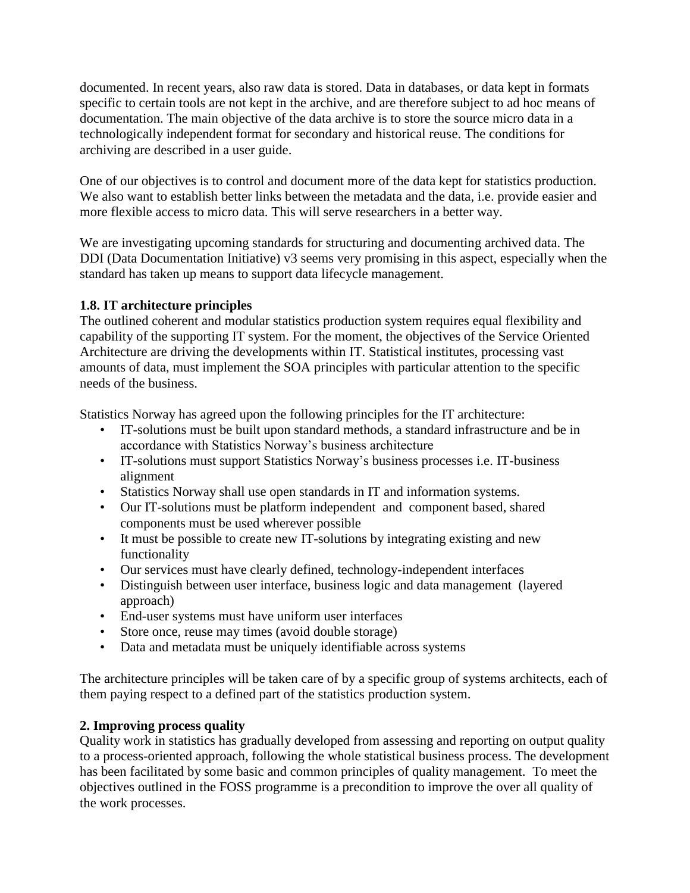documented. In recent years, also raw data is stored. Data in databases, or data kept in formats specific to certain tools are not kept in the archive, and are therefore subject to ad hoc means of documentation. The main objective of the data archive is to store the source micro data in a technologically independent format for secondary and historical reuse. The conditions for archiving are described in a user guide.

One of our objectives is to control and document more of the data kept for statistics production. We also want to establish better links between the metadata and the data, i.e. provide easier and more flexible access to micro data. This will serve researchers in a better way.

We are investigating upcoming standards for structuring and documenting archived data. The DDI (Data Documentation Initiative) v3 seems very promising in this aspect, especially when the standard has taken up means to support data lifecycle management.

### 1.8. IT architecture principles

The outlined coherent and modular statistics production system requires equal flexibility and capability of the supporting IT system. For the moment, the objectives of the Service Oriented Architecture are driving the developments within IT. Statistical institutes, processing vast amounts of data, must implement the SOA principles with particular attention to the specific needs of the business.

Statistics Norway has agreed upon the following principles for the IT architecture:

- IT-solutions must be built upon standard methods, a standard infrastructure and be in accordance with Statistics Norway's business architecture
- IT-solutions must support Statistics Norway's business processes i.e. IT-business alignment
- Statistics Norway shall use open standards in IT and information systems.
- Our IT-solutions must be platform independent and component based, shared components must be used wherever possible
- It must be possible to create new IT-solutions by integrating existing and new functionality
- Our services must have clearly defined, technology-independent interfaces
- Distinguish between user interface, business logic and data management (layered approach)
- End-user systems must have uniform user interfaces
- Store once, reuse may times (avoid double storage)
- Data and metadata must be uniquely identifiable across systems

The architecture principles will be taken care of by a specific group of systems architects, each of them paying respect to a defined part of the statistics production system.

## 2. Improving process quality

Quality work in statistics has gradually developed from assessing and reporting on output quality to a process-oriented approach, following the whole statistical business process. The development has been facilitated by some basic and common principles of quality management. To meet the objectives outlined in the FOSS programme is a precondition to improve the over all quality of the work processes.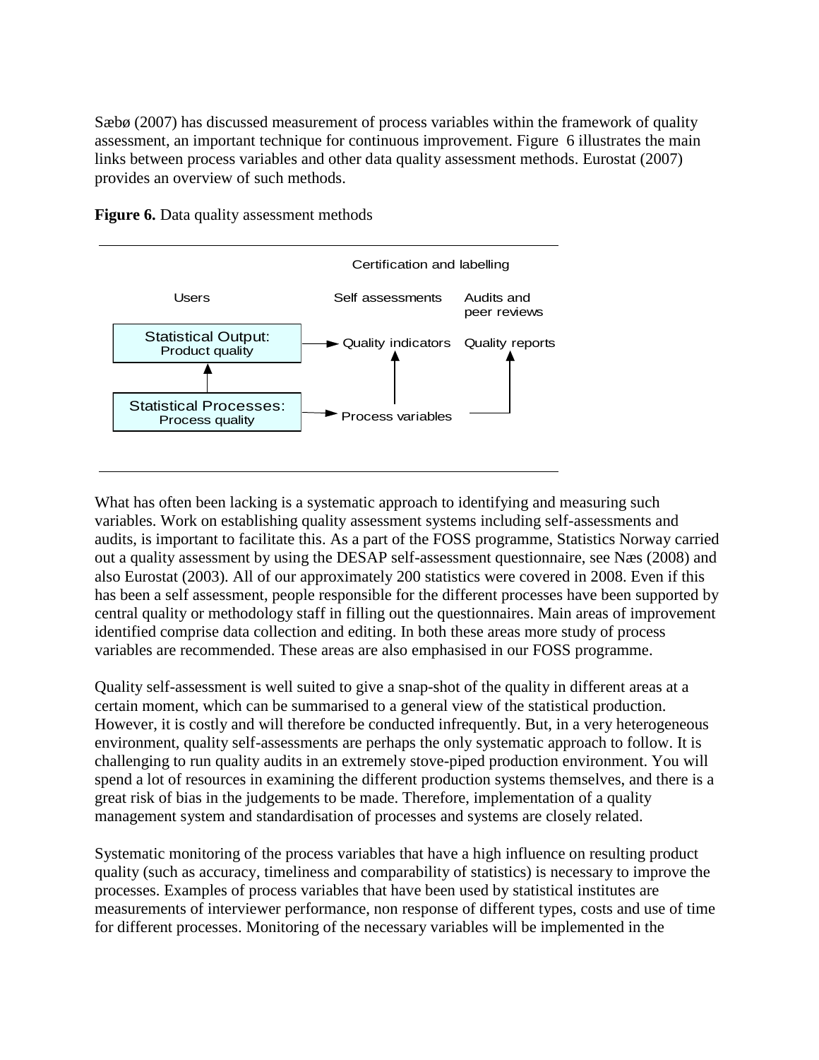Sæbø (2007) has discussed measurement of process variables within the framework of quality assessment, an important technique for continuous improvement. Figure 6 illustrates the main links between process variables and other data quality assessment methods. Eurostat (2007) provides an overview of such methods.

**Figure 6.** Data quality assessment methods

Certification and labelling

| Users | Self assessments | Audits and peer reviews |
|---|---|---|
| Statistical Output: Product quality | Quality indicators | Quality reports |
| Statistical Processes: Process quality | Process variables | |

What has often been lacking is a systematic approach to identifying and measuring such variables. Work on establishing quality assessment systems including self-assessments and audits, is important to facilitate this. As a part of the FOSS programme, Statistics Norway carried out a quality assessment by using the DESAP self-assessment questionnaire, see Næs (2008) and also Eurostat (2003). All of our approximately 200 statistics were covered in 2008. Even if this has been a self assessment, people responsible for the different processes have been supported by central quality or methodology staff in filling out the questionnaires. Main areas of improvement identified comprise data collection and editing. In both these areas more study of process variables are recommended. These areas are also emphasised in our FOSS programme.

Quality self-assessment is well suited to give a snap-shot of the quality in different areas at a certain moment, which can be summarised to a general view of the statistical production. However, it is costly and will therefore be conducted infrequently. But, in a very heterogeneous environment, quality self-assessments are perhaps the only systematic approach to follow. It is challenging to run quality audits in an extremely stove-piped production environment. You will spend a lot of resources in examining the different production systems themselves, and there is a great risk of bias in the judgements to be made. Therefore, implementation of a quality management system and standardisation of processes and systems are closely related.

Systematic monitoring of the process variables that have a high influence on resulting product quality (such as accuracy, timeliness and comparability of statistics) is necessary to improve the processes. Examples of process variables that have been used by statistical institutes are measurements of interviewer performance, non response of different types, costs and use of time for different processes. Monitoring of the necessary variables will be implemented in the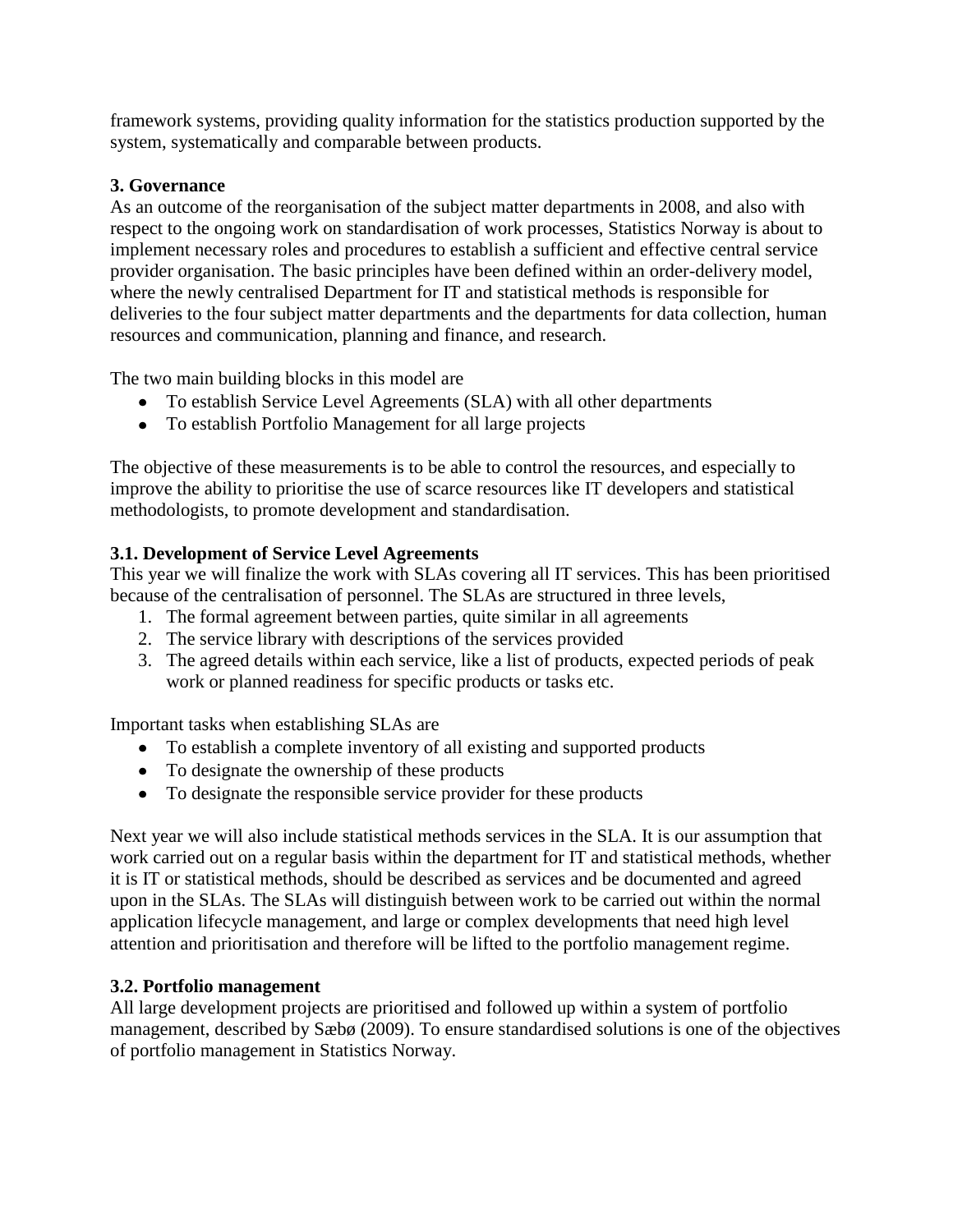framework systems, providing quality information for the statistics production supported by the system, systematically and comparable between products.

## 3. Governance

As an outcome of the reorganisation of the subject matter departments in 2008, and also with respect to the ongoing work on standardisation of work processes, Statistics Norway is about to implement necessary roles and procedures to establish a sufficient and effective central service provider organisation. The basic principles have been defined within an order-delivery model, where the newly centralised Department for IT and statistical methods is responsible for deliveries to the four subject matter departments and the departments for data collection, human resources and communication, planning and finance, and research.

The two main building blocks in this model are

- To establish Service Level Agreements (SLA) with all other departments
- To establish Portfolio Management for all large projects

The objective of these measurements is to be able to control the resources, and especially to improve the ability to prioritise the use of scarce resources like IT developers and statistical methodologists, to promote development and standardisation.

### 3.1. Development of Service Level Agreements

This year we will finalize the work with SLAs covering all IT services. This has been prioritised because of the centralisation of personnel. The SLAs are structured in three levels,

1. The formal agreement between parties, quite similar in all agreements
2. The service library with descriptions of the services provided
3. The agreed details within each service, like a list of products, expected periods of peak work or planned readiness for specific products or tasks etc.

Important tasks when establishing SLAs are

- To establish a complete inventory of all existing and supported products
- To designate the ownership of these products
- To designate the responsible service provider for these products

Next year we will also include statistical methods services in the SLA. It is our assumption that work carried out on a regular basis within the department for IT and statistical methods, whether it is IT or statistical methods, should be described as services and be documented and agreed upon in the SLAs. The SLAs will distinguish between work to be carried out within the normal application lifecycle management, and large or complex developments that need high level attention and prioritisation and therefore will be lifted to the portfolio management regime.

### 3.2. Portfolio management

All large development projects are prioritised and followed up within a system of portfolio management, described by Sæbø (2009). To ensure standardised solutions is one of the objectives of portfolio management in Statistics Norway.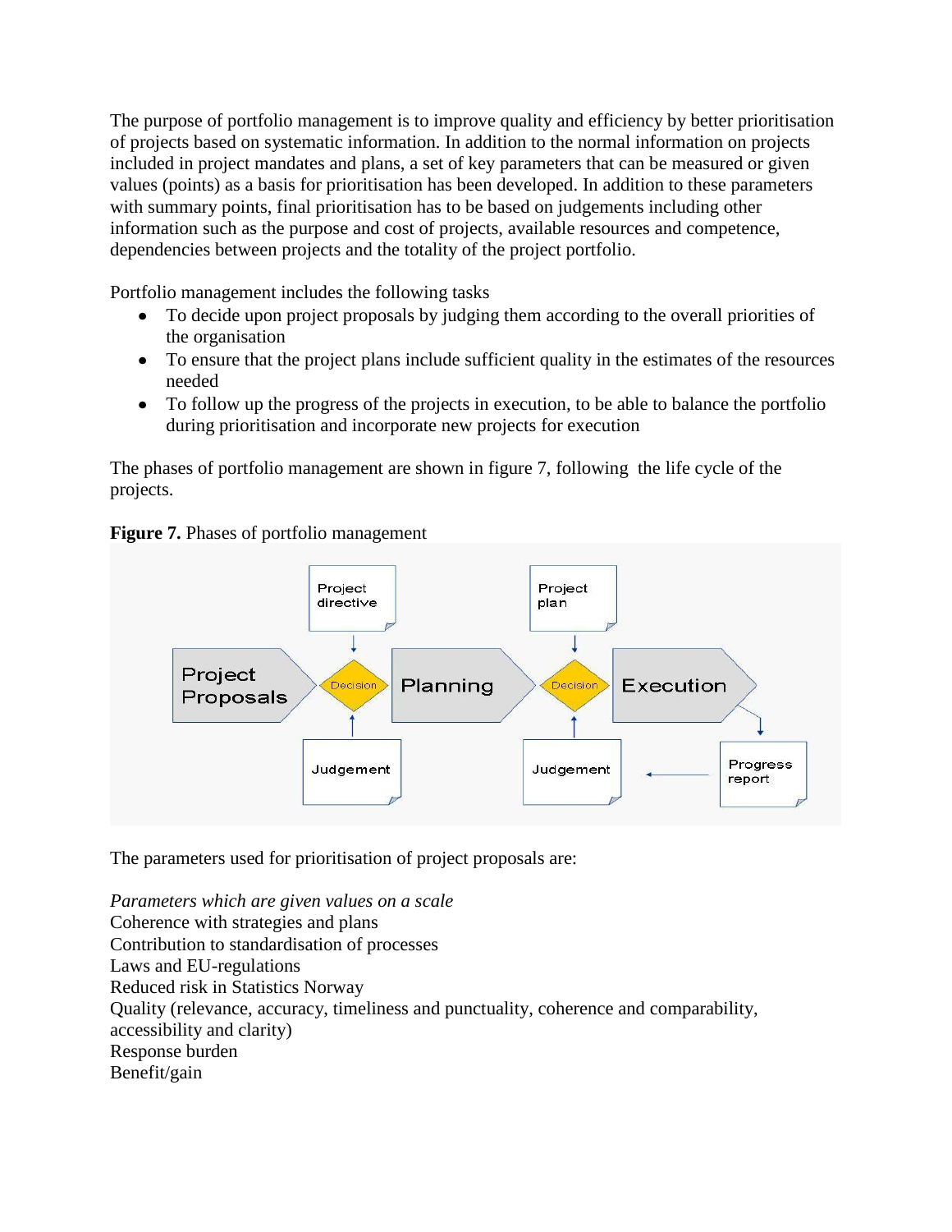The purpose of portfolio management is to improve quality and efficiency by better prioritisation of projects based on systematic information. In addition to the normal information on projects included in project mandates and plans, a set of key parameters that can be measured or given values (points) as a basis for prioritisation has been developed. In addition to these parameters with summary points, final prioritisation has to be based on judgements including other information such as the purpose and cost of projects, available resources and competence, dependencies between projects and the totality of the project portfolio.

Portfolio management includes the following tasks

- To decide upon project proposals by judging them according to the overall priorities of the organisation
- To ensure that the project plans include sufficient quality in the estimates of the resources needed
- To follow up the progress of the projects in execution, to be able to balance the portfolio during prioritisation and incorporate new projects for execution

The phases of portfolio management are shown in figure 7, following the life cycle of the projects.

**Figure 7.** Phases of portfolio management

Project directive | Project plan

Project Proposals → Decision → Planning → Decision → Execution

Judgement | Judgement ← Progress report

The parameters used for prioritisation of project proposals are:

*Parameters which are given values on a scale*
Coherence with strategies and plans
Contribution to standardisation of processes
Laws and EU-regulations
Reduced risk in Statistics Norway
Quality (relevance, accuracy, timeliness and punctuality, coherence and comparability, accessibility and clarity)
Response burden
Benefit/gain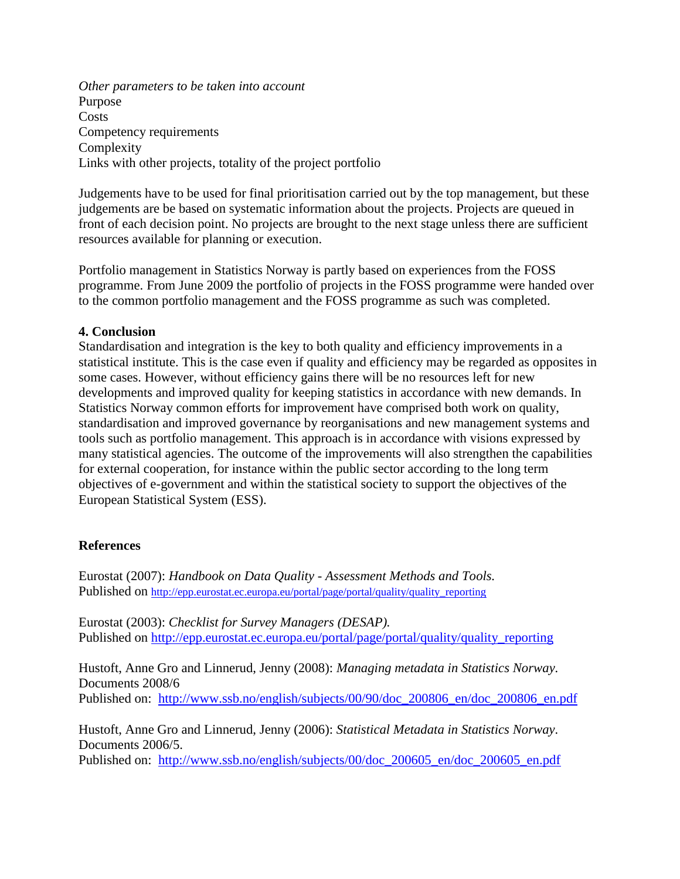*Other parameters to be taken into account*
Purpose
Costs
Competency requirements
Complexity
Links with other projects, totality of the project portfolio

Judgements have to be used for final prioritisation carried out by the top management, but these judgements are be based on systematic information about the projects. Projects are queued in front of each decision point. No projects are brought to the next stage unless there are sufficient resources available for planning or execution.

Portfolio management in Statistics Norway is partly based on experiences from the FOSS programme. From June 2009 the portfolio of projects in the FOSS programme were handed over to the common portfolio management and the FOSS programme as such was completed.

**4. Conclusion**
Standardisation and integration is the key to both quality and efficiency improvements in a statistical institute. This is the case even if quality and efficiency may be regarded as opposites in some cases. However, without efficiency gains there will be no resources left for new developments and improved quality for keeping statistics in accordance with new demands. In Statistics Norway common efforts for improvement have comprised both work on quality, standardisation and improved governance by reorganisations and new management systems and tools such as portfolio management. This approach is in accordance with visions expressed by many statistical agencies. The outcome of the improvements will also strengthen the capabilities for external cooperation, for instance within the public sector according to the long term objectives of e-government and within the statistical society to support the objectives of the European Statistical System (ESS).

**References**

Eurostat (2007): *Handbook on Data Quality - Assessment Methods and Tools.*
Published on http://epp.eurostat.ec.europa.eu/portal/page/portal/quality/quality_reporting

Eurostat (2003): *Checklist for Survey Managers (DESAP).*
Published on http://epp.eurostat.ec.europa.eu/portal/page/portal/quality/quality_reporting

Hustoft, Anne Gro and Linnerud, Jenny (2008): *Managing metadata in Statistics Norway*. Documents 2008/6
Published on: http://www.ssb.no/english/subjects/00/90/doc_200806_en/doc_200806_en.pdf

Hustoft, Anne Gro and Linnerud, Jenny (2006): *Statistical Metadata in Statistics Norway*. Documents 2006/5.
Published on: http://www.ssb.no/english/subjects/00/doc_200605_en/doc_200605_en.pdf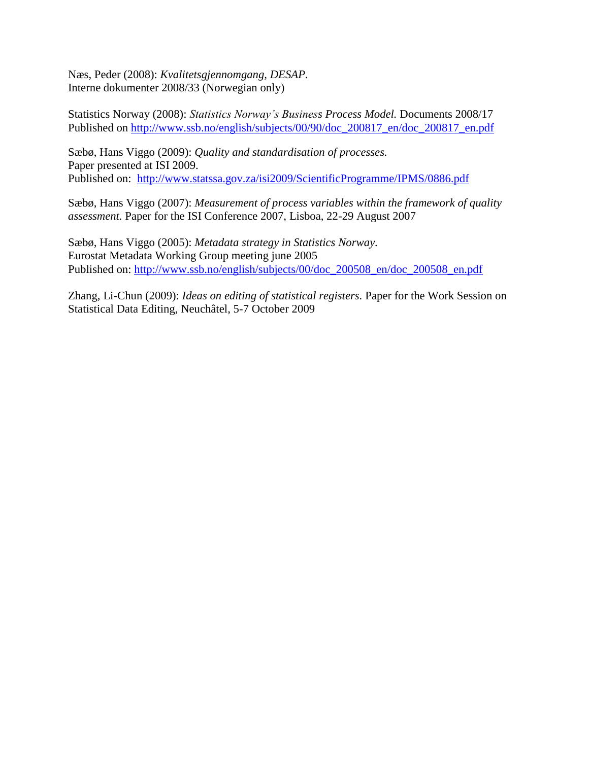Næs, Peder (2008): *Kvalitetsgjennomgang, DESAP*.
Interne dokumenter 2008/33 (Norwegian only)

Statistics Norway (2008): *Statistics Norway's Business Process Model.* Documents 2008/17
Published on http://www.ssb.no/english/subjects/00/90/doc_200817_en/doc_200817_en.pdf

Sæbø, Hans Viggo (2009): *Quality and standardisation of processes.*
Paper presented at ISI 2009.
Published on: http://www.statssa.gov.za/isi2009/ScientificProgramme/IPMS/0886.pdf

Sæbø, Hans Viggo (2007): *Measurement of process variables within the framework of quality assessment.* Paper for the ISI Conference 2007, Lisboa, 22-29 August 2007

Sæbø, Hans Viggo (2005): *Metadata strategy in Statistics Norway*.
Eurostat Metadata Working Group meeting june 2005
Published on: http://www.ssb.no/english/subjects/00/doc_200508_en/doc_200508_en.pdf

Zhang, Li-Chun (2009): *Ideas on editing of statistical registers*. Paper for the Work Session on Statistical Data Editing, Neuchâtel, 5-7 October 2009